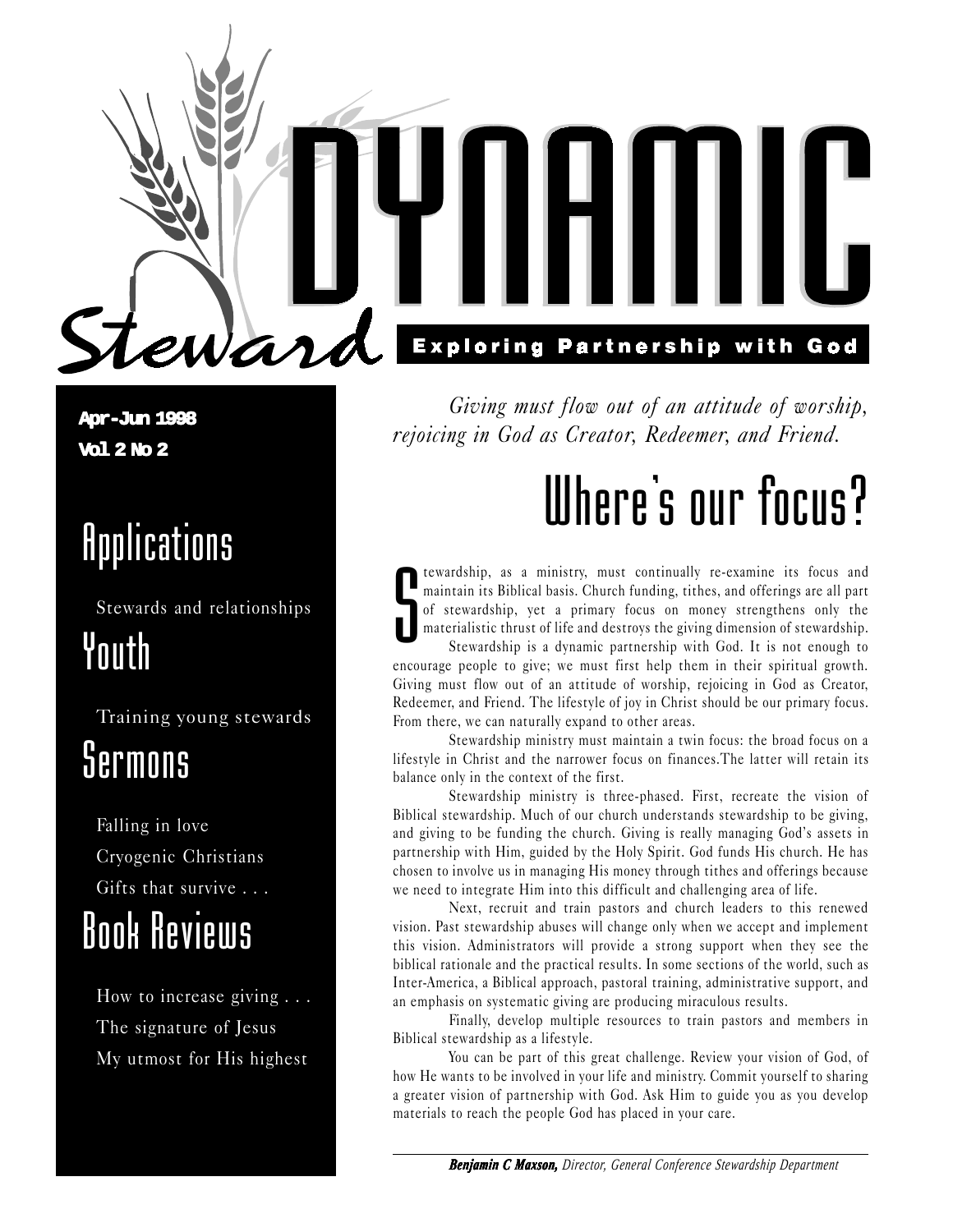# Dynamic Steward

**Exploring Partnership with God**

**Apr-Jun 1998**
**Vol 2 No 2**

## Applications

Stewards and relationships

## Youth

Training young stewards

## Sermons

Falling in love

Cryogenic Christians

Gifts that survive . . .

## Book Reviews

How to increase giving . . .

The signature of Jesus

My utmost for His highest

*Giving must flow out of an attitude of worship, rejoicing in God as Creator, Redeemer, and Friend.*

# Where's our focus?

Stewardship, as a ministry, must continually re-examine its focus and maintain its Biblical basis. Church funding, tithes, and offerings are all part of stewardship, yet a primary focus on money strengthens only the materialistic thrust of life and destroys the giving dimension of stewardship.

Stewardship is a dynamic partnership with God. It is not enough to encourage people to give; we must first help them in their spiritual growth. Giving must flow out of an attitude of worship, rejoicing in God as Creator, Redeemer, and Friend. The lifestyle of joy in Christ should be our primary focus. From there, we can naturally expand to other areas.

Stewardship ministry must maintain a twin focus: the broad focus on a lifestyle in Christ and the narrower focus on finances.The latter will retain its balance only in the context of the first.

Stewardship ministry is three-phased. First, recreate the vision of Biblical stewardship. Much of our church understands stewardship to be giving, and giving to be funding the church. Giving is really managing God's assets in partnership with Him, guided by the Holy Spirit. God funds His church. He has chosen to involve us in managing His money through tithes and offerings because we need to integrate Him into this difficult and challenging area of life.

Next, recruit and train pastors and church leaders to this renewed vision. Past stewardship abuses will change only when we accept and implement this vision. Administrators will provide a strong support when they see the biblical rationale and the practical results. In some sections of the world, such as Inter-America, a Biblical approach, pastoral training, administrative support, and an emphasis on systematic giving are producing miraculous results.

Finally, develop multiple resources to train pastors and members in Biblical stewardship as a lifestyle.

You can be part of this great challenge. Review your vision of God, of how He wants to be involved in your life and ministry. Commit yourself to sharing a greater vision of partnership with God. Ask Him to guide you as you develop materials to reach the people God has placed in your care.

***Benjamin C Maxson,*** *Director, General Conference Stewardship Department*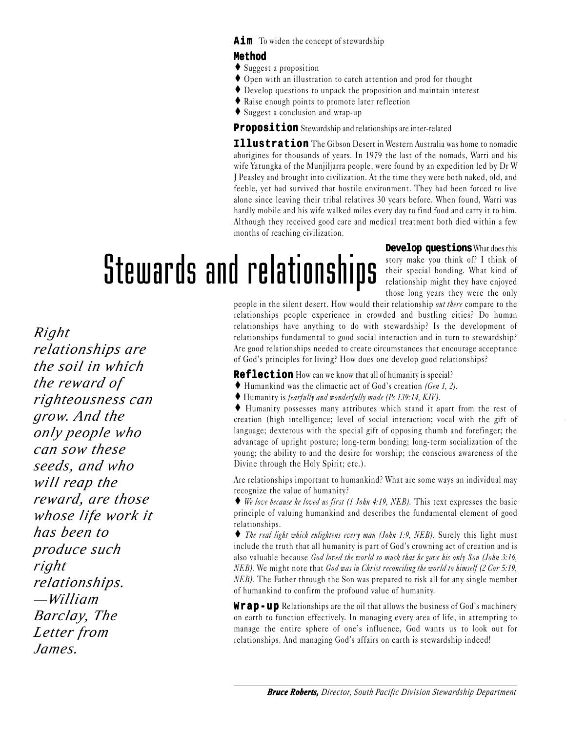# Stewards and relationships

**Aim** To widen the concept of stewardship

**Method**

- ♦ Suggest a proposition
- ♦ Open with an illustration to catch attention and prod for thought
- ♦ Develop questions to unpack the proposition and maintain interest
- ♦ Raise enough points to promote later reflection
- ♦ Suggest a conclusion and wrap-up

**Proposition** Stewardship and relationships are inter-related

**Illustration** The Gibson Desert in Western Australia was home to nomadic aborigines for thousands of years. In 1979 the last of the nomads, Warri and his wife Yatungka of the Munjiljarra people, were found by an expedition led by Dr W J Peasley and brought into civilization. At the time they were both naked, old, and feeble, yet had survived that hostile environment. They had been forced to live alone since leaving their tribal relatives 30 years before. When found, Warri was hardly mobile and his wife walked miles every day to find food and carry it to him. Although they received good care and medical treatment both died within a few months of reaching civilization.

**Develop questions** What does this story make you think of? I think of their special bonding. What kind of relationship might they have enjoyed those long years they were the only people in the silent desert. How would their relationship *out there* compare to the relationships people experience in crowded and bustling cities? Do human relationships have anything to do with stewardship? Is the development of relationships fundamental to good social interaction and in turn to stewardship? Are good relationships needed to create circumstances that encourage acceptance of God's principles for living? How does one develop good relationships?

*Right relationships are the soil in which the reward of righteousness can grow. And the only people who can sow these seeds, and who will reap the reward, are those whose life work it has been to produce such right relationships. —William Barclay, The Letter from James.*

**Reflection** How can we know that all of humanity is special?

- ♦ Humankind was the climactic act of God's creation *(Gen 1, 2).*
- ♦ Humanity is *fearfully and wonderfully made (Ps 139:14, KJV).*
- ♦ Humanity possesses many attributes which stand it apart from the rest of creation (high intelligence; level of social interaction; vocal with the gift of language; dexterous with the special gift of opposing thumb and forefinger; the advantage of upright posture; long-term bonding; long-term socialization of the young; the ability to and the desire for worship; the conscious awareness of the Divine through the Holy Spirit; etc.).

Are relationships important to humankind? What are some ways an individual may recognize the value of humanity?

- ♦ *We love because he loved us first (1 John 4:19, NEB).* This text expresses the basic principle of valuing humankind and describes the fundamental element of good relationships.
- ♦ *The real light which enlightens every man (John 1:9, NEB).* Surely this light must include the truth that all humanity is part of God's crowning act of creation and is also valuable because *God loved the world so much that he gave his only Son (John 3:16, NEB).* We might note that *God was in Christ reconciling the world to himself (2 Cor 5:19, NEB).* The Father through the Son was prepared to risk all for any single member of humankind to confirm the profound value of humanity.

**Wrap-up** Relationships are the oil that allows the business of God's machinery on earth to function effectively. In managing every area of life, in attempting to manage the entire sphere of one's influence, God wants us to look out for relationships. And managing God's affairs on earth is stewardship indeed!

***Bruce Roberts,*** *Director, South Pacific Division Stewardship Department*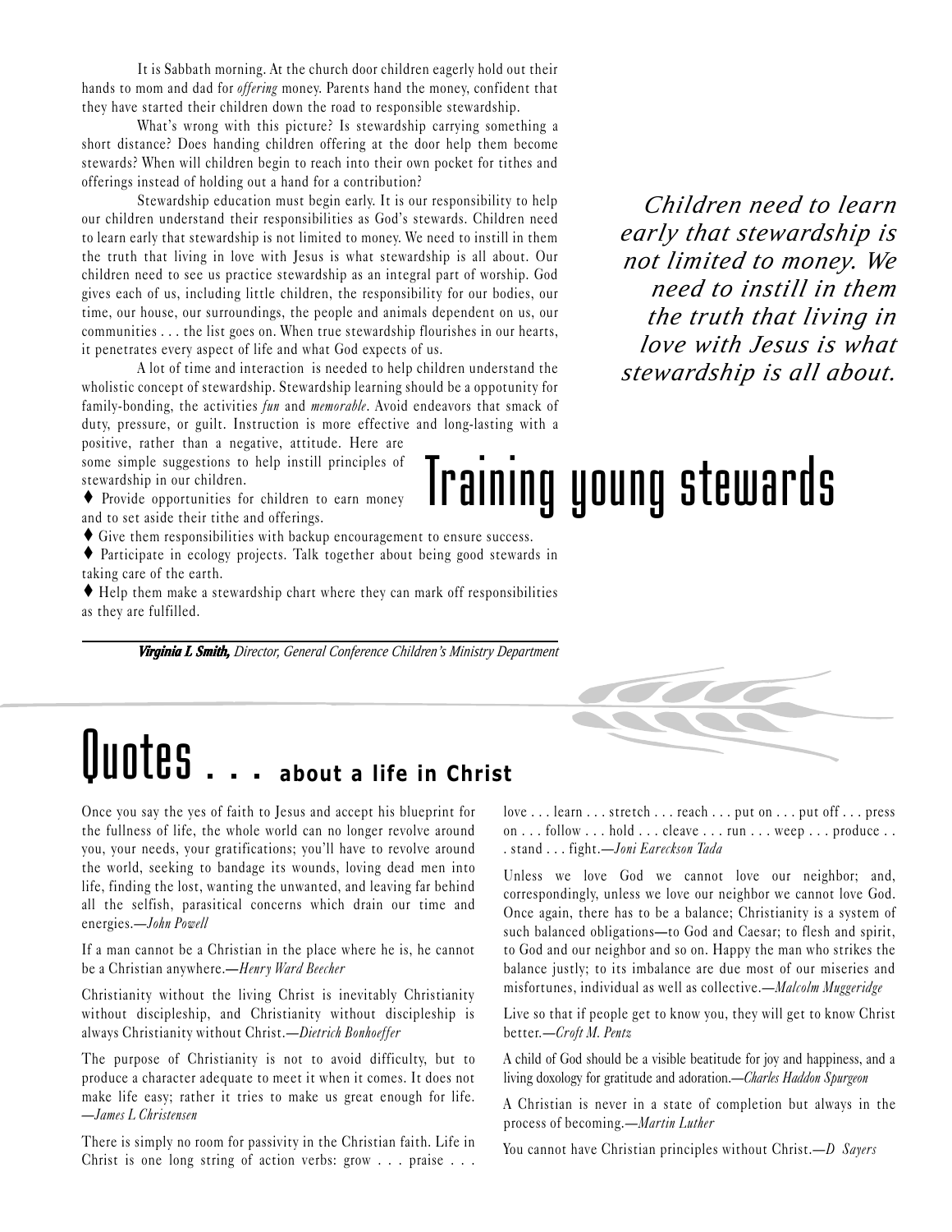# Training young stewards

It is Sabbath morning. At the church door children eagerly hold out their hands to mom and dad for *offering* money. Parents hand the money, confident that they have started their children down the road to responsible stewardship.

What's wrong with this picture? Is stewardship carrying something a short distance? Does handing children offering at the door help them become stewards? When will children begin to reach into their own pocket for tithes and offerings instead of holding out a hand for a contribution?

Stewardship education must begin early. It is our responsibility to help our children understand their responsibilities as God's stewards. Children need to learn early that stewardship is not limited to money. We need to instill in them the truth that living in love with Jesus is what stewardship is all about. Our children need to see us practice stewardship as an integral part of worship. God gives each of us, including little children, the responsibility for our bodies, our time, our house, our surroundings, the people and animals dependent on us, our communities . . . the list goes on. When true stewardship flourishes in our hearts, it penetrates every aspect of life and what God expects of us.

*Children need to learn early that stewardship is not limited to money. We need to instill in them the truth that living in love with Jesus is what stewardship is all about.*

A lot of time and interaction is needed to help children understand the wholistic concept of stewardship. Stewardship learning should be a oppotunity for family-bonding, the activities *fun* and *memorable*. Avoid endeavors that smack of duty, pressure, or guilt. Instruction is more effective and long-lasting with a positive, rather than a negative, attitude. Here are some simple suggestions to help instill principles of stewardship in our children.

- Provide opportunities for children to earn money and to set aside their tithe and offerings.
- Give them responsibilities with backup encouragement to ensure success.
- Participate in ecology projects. Talk together about being good stewards in taking care of the earth.
- Help them make a stewardship chart where they can mark off responsibilities as they are fulfilled.

***Virginia L Smith,*** *Director, General Conference Children's Ministry Department*

# Quotes . . . about a life in Christ

Once you say the yes of faith to Jesus and accept his blueprint for the fullness of life, the whole world can no longer revolve around you, your needs, your gratifications; you'll have to revolve around the world, seeking to bandage its wounds, loving dead men into life, finding the lost, wanting the unwanted, and leaving far behind all the selfish, parasitical concerns which drain our time and energies.—*John Powell*

If a man cannot be a Christian in the place where he is, he cannot be a Christian anywhere.—*Henry Ward Beecher*

Christianity without the living Christ is inevitably Christianity without discipleship, and Christianity without discipleship is always Christianity without Christ.—*Dietrich Bonhoeffer*

The purpose of Christianity is not to avoid difficulty, but to produce a character adequate to meet it when it comes. It does not make life easy; rather it tries to make us great enough for life. —*James L Christensen*

There is simply no room for passivity in the Christian faith. Life in Christ is one long string of action verbs: grow . . . praise . . . love . . . learn . . . stretch . . . reach . . . put on . . . put off . . . press on . . . follow . . . hold . . . cleave . . . run . . . weep . . . produce . . . stand . . . fight.—*Joni Eareckson Tada*

Unless we love God we cannot love our neighbor; and, correspondingly, unless we love our neighbor we cannot love God. Once again, there has to be a balance; Christianity is a system of such balanced obligations—to God and Caesar; to flesh and spirit, to God and our neighbor and so on. Happy the man who strikes the balance justly; to its imbalance are due most of our miseries and misfortunes, individual as well as collective.—*Malcolm Muggeridge*

Live so that if people get to know you, they will get to know Christ better.—*Croft M. Pentz*

A child of God should be a visible beatitude for joy and happiness, and a living doxology for gratitude and adoration.—*Charles Haddon Spurgeon*

A Christian is never in a state of completion but always in the process of becoming.—*Martin Luther*

You cannot have Christian principles without Christ.—*D Sayers*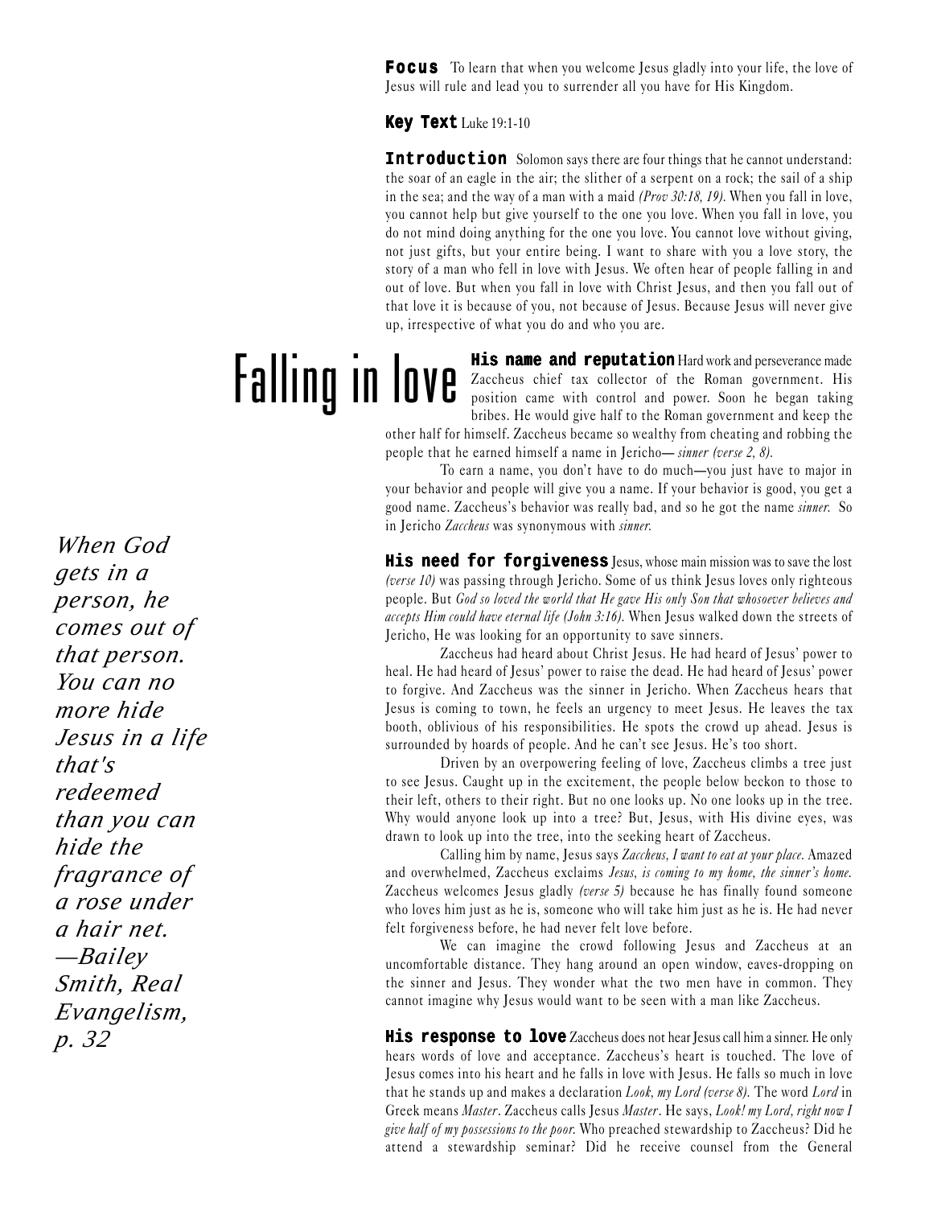**Focus** To learn that when you welcome Jesus gladly into your life, the love of Jesus will rule and lead you to surrender all you have for His Kingdom.

**Key Text** Luke 19:1-10

**Introduction** Solomon says there are four things that he cannot understand: the soar of an eagle in the air; the slither of a serpent on a rock; the sail of a ship in the sea; and the way of a man with a maid *(Prov 30:18, 19)*. When you fall in love, you cannot help but give yourself to the one you love. When you fall in love, you do not mind doing anything for the one you love. You cannot love without giving, not just gifts, but your entire being. I want to share with you a love story, the story of a man who fell in love with Jesus. We often hear of people falling in and out of love. But when you fall in love with Christ Jesus, and then you fall out of that love it is because of you, not because of Jesus. Because Jesus will never give up, irrespective of what you do and who you are.

# Falling in love

**His name and reputation** Hard work and perseverance made Zaccheus chief tax collector of the Roman government. His position came with control and power. Soon he began taking bribes. He would give half to the Roman government and keep the other half for himself. Zaccheus became so wealthy from cheating and robbing the people that he earned himself a name in Jericho— *sinner (verse 2, 8)*.

To earn a name, you don't have to do much—you just have to major in your behavior and people will give you a name. If your behavior is good, you get a good name. Zaccheus's behavior was really bad, and so he got the name *sinner.* So in Jericho *Zaccheus* was synonymous with *sinner.*

> *When God gets in a person, he comes out of that person. You can no more hide Jesus in a life that's redeemed than you can hide the fragrance of a rose under a hair net. —Bailey Smith, Real Evangelism, p. 32*

**His need for forgiveness** Jesus, whose main mission was to save the lost *(verse 10)* was passing through Jericho. Some of us think Jesus loves only righteous people. But *God so loved the world that He gave His only Son that whosoever believes and accepts Him could have eternal life (John 3:16).* When Jesus walked down the streets of Jericho, He was looking for an opportunity to save sinners.

Zaccheus had heard about Christ Jesus. He had heard of Jesus' power to heal. He had heard of Jesus' power to raise the dead. He had heard of Jesus' power to forgive. And Zaccheus was the sinner in Jericho. When Zaccheus hears that Jesus is coming to town, he feels an urgency to meet Jesus. He leaves the tax booth, oblivious of his responsibilities. He spots the crowd up ahead. Jesus is surrounded by hoards of people. And he can't see Jesus. He's too short.

Driven by an overpowering feeling of love, Zaccheus climbs a tree just to see Jesus. Caught up in the excitement, the people below beckon to those to their left, others to their right. But no one looks up. No one looks up in the tree. Why would anyone look up into a tree? But, Jesus, with His divine eyes, was drawn to look up into the tree, into the seeking heart of Zaccheus.

Calling him by name, Jesus says *Zaccheus, I want to eat at your place.* Amazed and overwhelmed, Zaccheus exclaims *Jesus, is coming to my home, the sinner's home.* Zaccheus welcomes Jesus gladly *(verse 5)* because he has finally found someone who loves him just as he is, someone who will take him just as he is. He had never felt forgiveness before, he had never felt love before.

We can imagine the crowd following Jesus and Zaccheus at an uncomfortable distance. They hang around an open window, eaves-dropping on the sinner and Jesus. They wonder what the two men have in common. They cannot imagine why Jesus would want to be seen with a man like Zaccheus.

**His response to love** Zaccheus does not hear Jesus call him a sinner. He only hears words of love and acceptance. Zaccheus's heart is touched. The love of Jesus comes into his heart and he falls in love with Jesus. He falls so much in love that he stands up and makes a declaration *Look, my Lord (verse 8).* The word *Lord* in Greek means *Master*. Zaccheus calls Jesus *Master*. He says, *Look! my Lord, right now I give half of my possessions to the poor.* Who preached stewardship to Zaccheus? Did he attend a stewardship seminar? Did he receive counsel from the General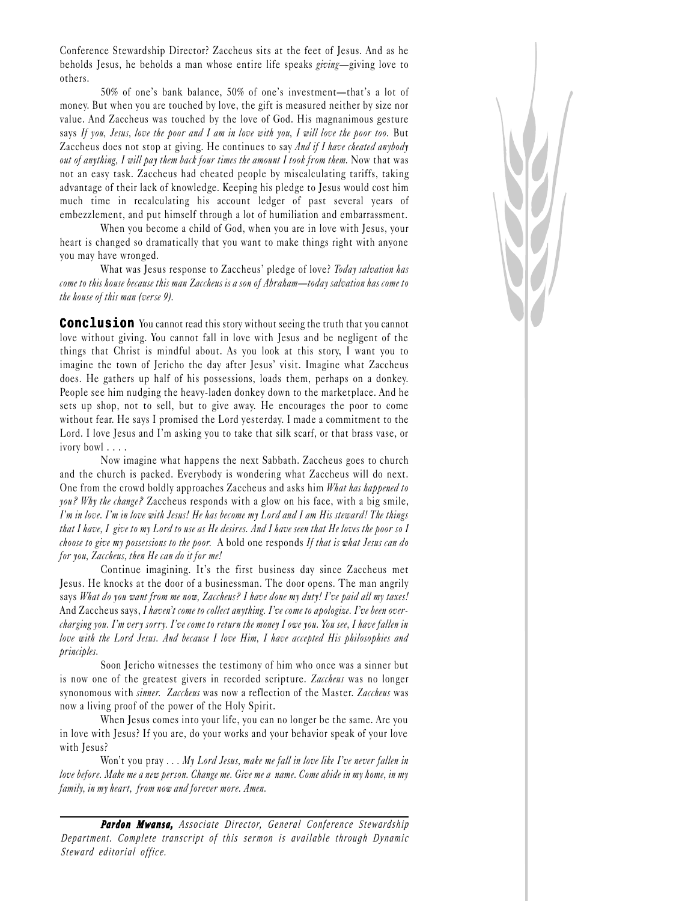Conference Stewardship Director? Zaccheus sits at the feet of Jesus. And as he beholds Jesus, he beholds a man whose entire life speaks *giving*—giving love to others.

50% of one's bank balance, 50% of one's investment—that's a lot of money. But when you are touched by love, the gift is measured neither by size nor value. And Zaccheus was touched by the love of God. His magnanimous gesture says *If you, Jesus, love the poor and I am in love with you, I will love the poor too.* But Zaccheus does not stop at giving. He continues to say *And if I have cheated anybody out of anything, I will pay them back four times the amount I took from them.* Now that was not an easy task. Zaccheus had cheated people by miscalculating tariffs, taking advantage of their lack of knowledge. Keeping his pledge to Jesus would cost him much time in recalculating his account ledger of past several years of embezzlement, and put himself through a lot of humiliation and embarrassment.

When you become a child of God, when you are in love with Jesus, your heart is changed so dramatically that you want to make things right with anyone you may have wronged.

What was Jesus response to Zaccheus' pledge of love? *Today salvation has come to this house because this man Zaccheus is a son of Abraham—today salvation has come to the house of this man (verse 9).*

**Conclusion** You cannot read this story without seeing the truth that you cannot love without giving. You cannot fall in love with Jesus and be negligent of the things that Christ is mindful about. As you look at this story, I want you to imagine the town of Jericho the day after Jesus' visit. Imagine what Zaccheus does. He gathers up half of his possessions, loads them, perhaps on a donkey. People see him nudging the heavy-laden donkey down to the marketplace. And he sets up shop, not to sell, but to give away. He encourages the poor to come without fear. He says I promised the Lord yesterday. I made a commitment to the Lord. I love Jesus and I'm asking you to take that silk scarf, or that brass vase, or ivory bowl . . . .

Now imagine what happens the next Sabbath. Zaccheus goes to church and the church is packed. Everybody is wondering what Zaccheus will do next. One from the crowd boldly approaches Zaccheus and asks him *What has happened to you? Why the change?* Zaccheus responds with a glow on his face, with a big smile, *I'm in love. I'm in love with Jesus! He has become my Lord and I am His steward! The things that I have, I give to my Lord to use as He desires. And I have seen that He loves the poor so I choose to give my possessions to the poor.* A bold one responds *If that is what Jesus can do for you, Zaccheus, then He can do it for me!*

Continue imagining. It's the first business day since Zaccheus met Jesus. He knocks at the door of a businessman. The door opens. The man angrily says *What do you want from me now, Zaccheus? I have done my duty! I've paid all my taxes!* And Zaccheus says, *I haven't come to collect anything. I've come to apologize. I've been overcharging you. I'm very sorry. I've come to return the money I owe you. You see, I have fallen in love with the Lord Jesus. And because I love Him, I have accepted His philosophies and principles.*

Soon Jericho witnesses the testimony of him who once was a sinner but is now one of the greatest givers in recorded scripture. *Zaccheus* was no longer synonomous with *sinner*. *Zaccheus* was now a reflection of the Master. *Zaccheus* was now a living proof of the power of the Holy Spirit.

When Jesus comes into your life, you can no longer be the same. Are you in love with Jesus? If you are, do your works and your behavior speak of your love with Jesus?

Won't you pray . . . *My Lord Jesus, make me fall in love like I've never fallen in love before. Make me a new person. Change me. Give me a name. Come abide in my home, in my family, in my heart, from now and forever more. Amen.*

---

***Pardon Mwansa,*** *Associate Director, General Conference Stewardship Department. Complete transcript of this sermon is available through Dynamic Steward editorial office.*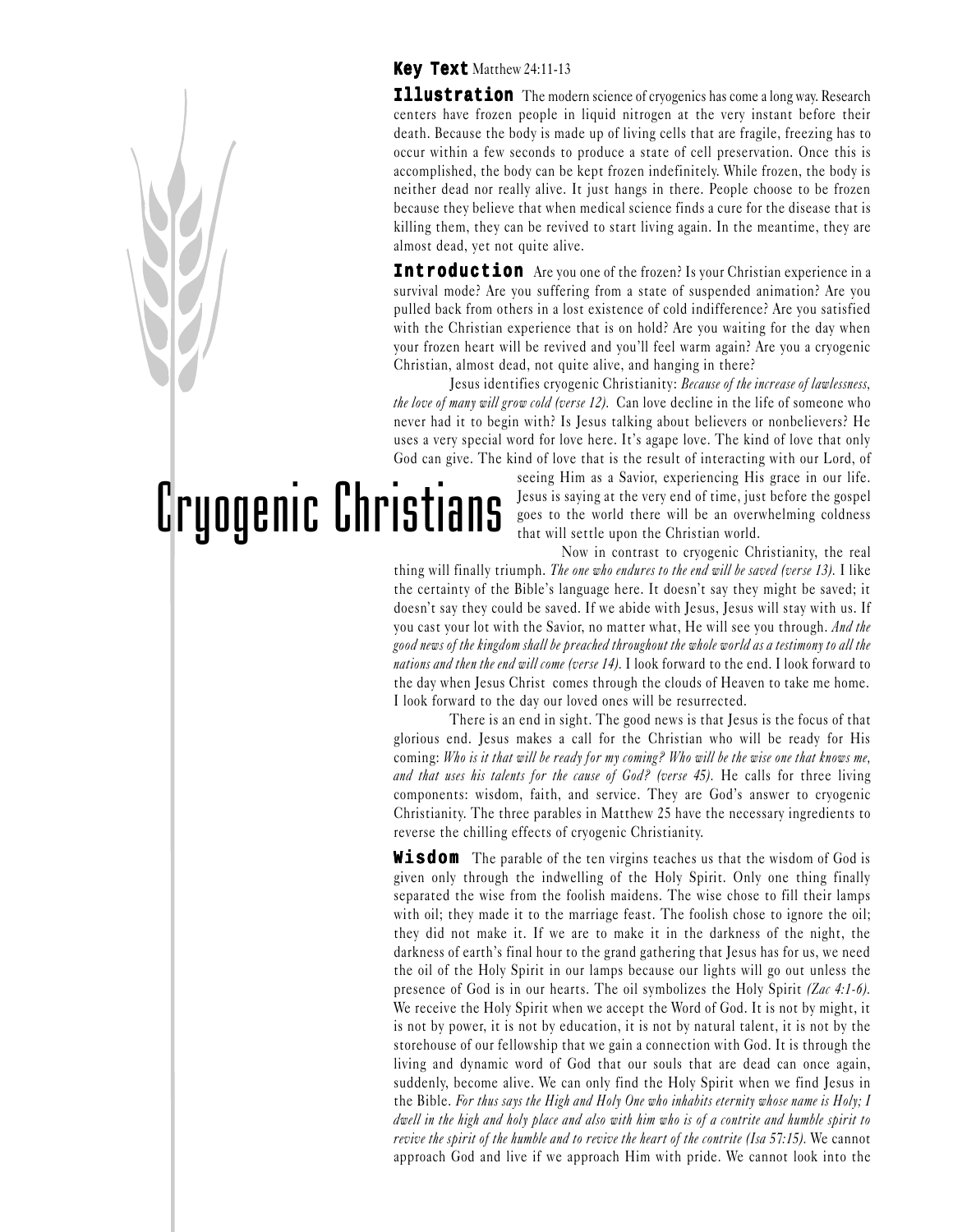# Cryogenic Christians

**Key Text** Matthew 24:11-13

**Illustration** The modern science of cryogenics has come a long way. Research centers have frozen people in liquid nitrogen at the very instant before their death. Because the body is made up of living cells that are fragile, freezing has to occur within a few seconds to produce a state of cell preservation. Once this is accomplished, the body can be kept frozen indefinitely. While frozen, the body is neither dead nor really alive. It just hangs in there. People choose to be frozen because they believe that when medical science finds a cure for the disease that is killing them, they can be revived to start living again. In the meantime, they are almost dead, yet not quite alive.

**Introduction** Are you one of the frozen? Is your Christian experience in a survival mode? Are you suffering from a state of suspended animation? Are you pulled back from others in a lost existence of cold indifference? Are you satisfied with the Christian experience that is on hold? Are you waiting for the day when your frozen heart will be revived and you'll feel warm again? Are you a cryogenic Christian, almost dead, not quite alive, and hanging in there?

Jesus identifies cryogenic Christianity: *Because of the increase of lawlessness, the love of many will grow cold (verse 12).* Can love decline in the life of someone who never had it to begin with? Is Jesus talking about believers or nonbelievers? He uses a very special word for love here. It's agape love. The kind of love that only God can give. The kind of love that is the result of interacting with our Lord, of seeing Him as a Savior, experiencing His grace in our life. Jesus is saying at the very end of time, just before the gospel goes to the world there will be an overwhelming coldness that will settle upon the Christian world.

Now in contrast to cryogenic Christianity, the real thing will finally triumph. *The one who endures to the end will be saved (verse 13).* I like the certainty of the Bible's language here. It doesn't say they might be saved; it doesn't say they could be saved. If we abide with Jesus, Jesus will stay with us. If you cast your lot with the Savior, no matter what, He will see you through. *And the good news of the kingdom shall be preached throughout the whole world as a testimony to all the nations and then the end will come (verse 14).* I look forward to the end. I look forward to the day when Jesus Christ comes through the clouds of Heaven to take me home. I look forward to the day our loved ones will be resurrected.

There is an end in sight. The good news is that Jesus is the focus of that glorious end. Jesus makes a call for the Christian who will be ready for His coming: *Who is it that will be ready for my coming? Who will be the wise one that knows me, and that uses his talents for the cause of God? (verse 45).* He calls for three living components: wisdom, faith, and service. They are God's answer to cryogenic Christianity. The three parables in Matthew 25 have the necessary ingredients to reverse the chilling effects of cryogenic Christianity.

**Wisdom** The parable of the ten virgins teaches us that the wisdom of God is given only through the indwelling of the Holy Spirit. Only one thing finally separated the wise from the foolish maidens. The wise chose to fill their lamps with oil; they made it to the marriage feast. The foolish chose to ignore the oil; they did not make it. If we are to make it in the darkness of the night, the darkness of earth's final hour to the grand gathering that Jesus has for us, we need the oil of the Holy Spirit in our lamps because our lights will go out unless the presence of God is in our hearts. The oil symbolizes the Holy Spirit *(Zac 4:1-6).* We receive the Holy Spirit when we accept the Word of God. It is not by might, it is not by power, it is not by education, it is not by natural talent, it is not by the storehouse of our fellowship that we gain a connection with God. It is through the living and dynamic word of God that our souls that are dead can once again, suddenly, become alive. We can only find the Holy Spirit when we find Jesus in the Bible. *For thus says the High and Holy One who inhabits eternity whose name is Holy; I dwell in the high and holy place and also with him who is of a contrite and humble spirit to revive the spirit of the humble and to revive the heart of the contrite (Isa 57:15).* We cannot approach God and live if we approach Him with pride. We cannot look into the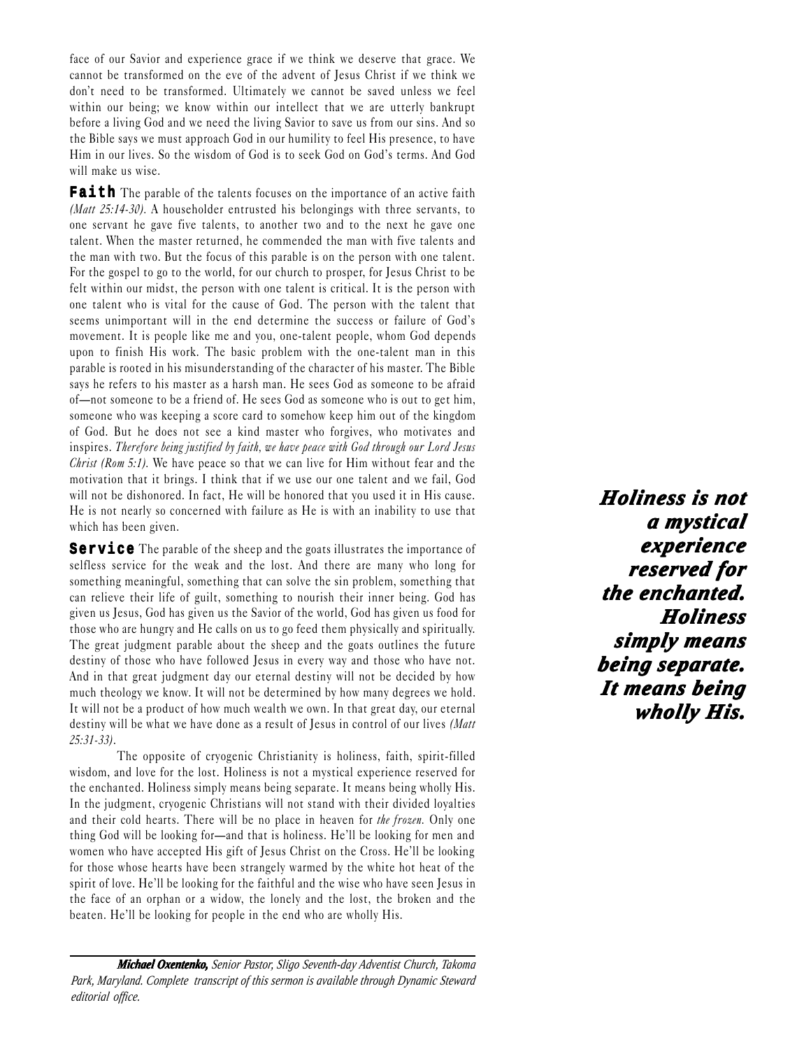face of our Savior and experience grace if we think we deserve that grace. We cannot be transformed on the eve of the advent of Jesus Christ if we think we don't need to be transformed. Ultimately we cannot be saved unless we feel within our being; we know within our intellect that we are utterly bankrupt before a living God and we need the living Savior to save us from our sins. And so the Bible says we must approach God in our humility to feel His presence, to have Him in our lives. So the wisdom of God is to seek God on God's terms. And God will make us wise.

**Faith** The parable of the talents focuses on the importance of an active faith *(Matt 25:14-30).* A householder entrusted his belongings with three servants, to one servant he gave five talents, to another two and to the next he gave one talent. When the master returned, he commended the man with five talents and the man with two. But the focus of this parable is on the person with one talent. For the gospel to go to the world, for our church to prosper, for Jesus Christ to be felt within our midst, the person with one talent is critical. It is the person with one talent who is vital for the cause of God. The person with the talent that seems unimportant will in the end determine the success or failure of God's movement. It is people like me and you, one-talent people, whom God depends upon to finish His work. The basic problem with the one-talent man in this parable is rooted in his misunderstanding of the character of his master. The Bible says he refers to his master as a harsh man. He sees God as someone to be afraid of—not someone to be a friend of. He sees God as someone who is out to get him, someone who was keeping a score card to somehow keep him out of the kingdom of God. But he does not see a kind master who forgives, who motivates and inspires. *Therefore being justified by faith, we have peace with God through our Lord Jesus Christ (Rom 5:1).* We have peace so that we can live for Him without fear and the motivation that it brings. I think that if we use our one talent and we fail, God will not be dishonored. In fact, He will be honored that you used it in His cause. He is not nearly so concerned with failure as He is with an inability to use that which has been given.

**Service** The parable of the sheep and the goats illustrates the importance of selfless service for the weak and the lost. And there are many who long for something meaningful, something that can solve the sin problem, something that can relieve their life of guilt, something to nourish their inner being. God has given us Jesus, God has given us the Savior of the world, God has given us food for those who are hungry and He calls on us to go feed them physically and spiritually. The great judgment parable about the sheep and the goats outlines the future destiny of those who have followed Jesus in every way and those who have not. And in that great judgment day our eternal destiny will not be decided by how much theology we know. It will not be determined by how many degrees we hold. It will not be a product of how much wealth we own. In that great day, our eternal destiny will be what we have done as a result of Jesus in control of our lives *(Matt 25:31-33).*

The opposite of cryogenic Christianity is holiness, faith, spirit-filled wisdom, and love for the lost. Holiness is not a mystical experience reserved for the enchanted. Holiness simply means being separate. It means being wholly His. In the judgment, cryogenic Christians will not stand with their divided loyalties and their cold hearts. There will be no place in heaven for *the frozen.* Only one thing God will be looking for—and that is holiness. He'll be looking for men and women who have accepted His gift of Jesus Christ on the Cross. He'll be looking for those whose hearts have been strangely warmed by the white hot heat of the spirit of love. He'll be looking for the faithful and the wise who have seen Jesus in the face of an orphan or a widow, the lonely and the lost, the broken and the beaten. He'll be looking for people in the end who are wholly His.

***Holiness is not a mystical experience reserved for the enchanted. Holiness simply means being separate. It means being wholly His.***

---

***Michael Oxentenko,*** *Senior Pastor, Sligo Seventh-day Adventist Church, Takoma Park, Maryland. Complete transcript of this sermon is available through Dynamic Steward editorial office.*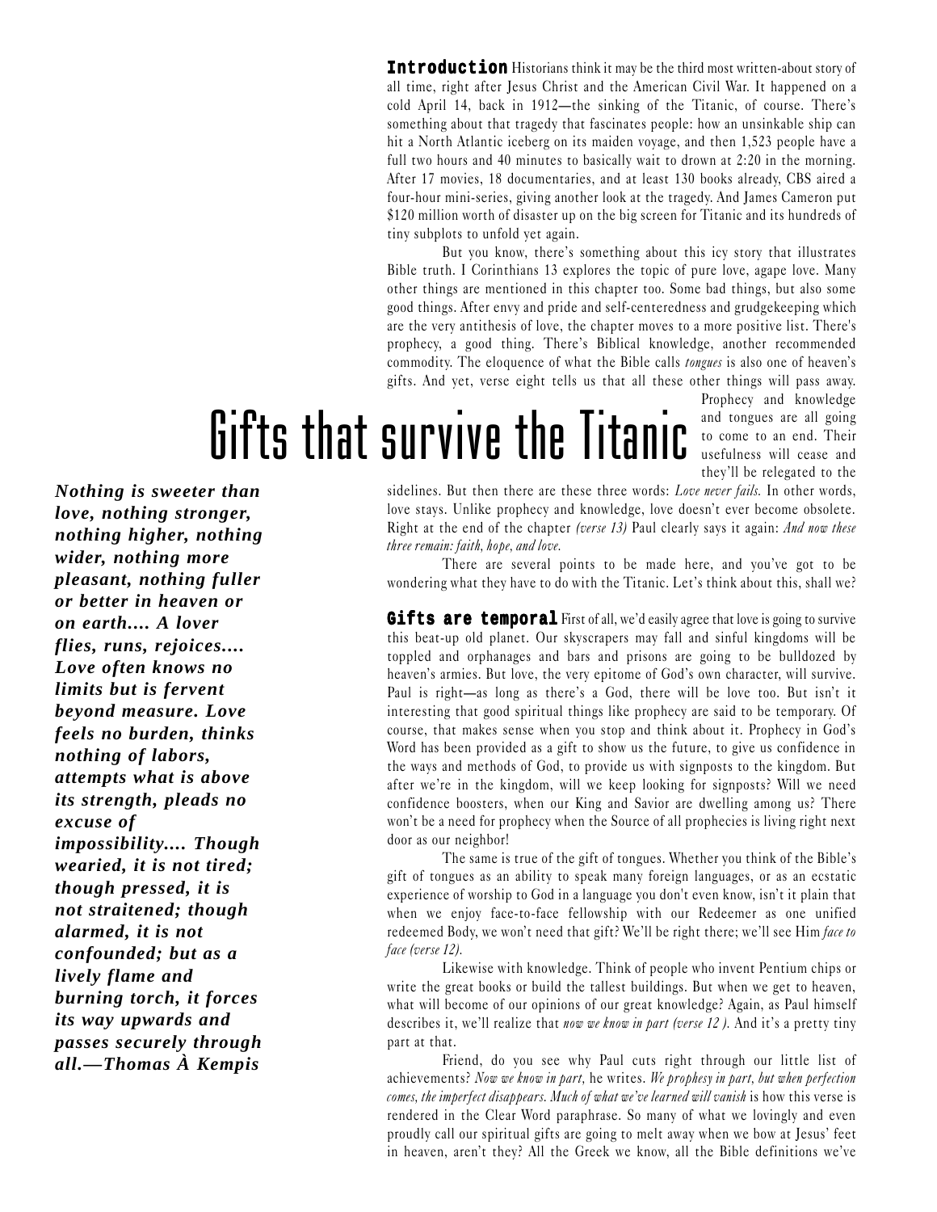**Introduction** Historians think it may be the third most written-about story of all time, right after Jesus Christ and the American Civil War. It happened on a cold April 14, back in 1912—the sinking of the Titanic, of course. There's something about that tragedy that fascinates people: how an unsinkable ship can hit a North Atlantic iceberg on its maiden voyage, and then 1,523 people have a full two hours and 40 minutes to basically wait to drown at 2:20 in the morning. After 17 movies, 18 documentaries, and at least 130 books already, CBS aired a four-hour mini-series, giving another look at the tragedy. And James Cameron put $120 million worth of disaster up on the big screen for Titanic and its hundreds of tiny subplots to unfold yet again.

But you know, there's something about this icy story that illustrates Bible truth. I Corinthians 13 explores the topic of pure love, agape love. Many other things are mentioned in this chapter too. Some bad things, but also some good things. After envy and pride and self-centeredness and grudgekeeping which are the very antithesis of love, the chapter moves to a more positive list. There's prophecy, a good thing. There's Biblical knowledge, another recommended commodity. The eloquence of what the Bible calls *tongues* is also one of heaven's gifts. And yet, verse eight tells us that all these other things will pass away. Prophecy and knowledge and tongues are all going to come to an end. Their usefulness will cease and they'll be relegated to the sidelines. But then there are these three words: *Love never fails.* In other words, love stays. Unlike prophecy and knowledge, love doesn't ever become obsolete. Right at the end of the chapter *(verse 13)* Paul clearly says it again: *And now these three remain: faith, hope, and love.*

# Gifts that survive the Titanic

***Nothing is sweeter than love, nothing stronger, nothing higher, nothing wider, nothing more pleasant, nothing fuller or better in heaven or on earth.... A lover flies, runs, rejoices.... Love often knows no limits but is fervent beyond measure. Love feels no burden, thinks nothing of labors, attempts what is above its strength, pleads no excuse of impossibility.... Though wearied, it is not tired; though pressed, it is not straitened; though alarmed, it is not confounded; but as a lively flame and burning torch, it forces its way upwards and passes securely through all.—Thomas À Kempis***

There are several points to be made here, and you've got to be wondering what they have to do with the Titanic. Let's think about this, shall we?

**Gifts are temporal** First of all, we'd easily agree that love is going to survive this beat-up old planet. Our skyscrapers may fall and sinful kingdoms will be toppled and orphanages and bars and prisons are going to be bulldozed by heaven's armies. But love, the very epitome of God's own character, will survive. Paul is right—as long as there's a God, there will be love too. But isn't it interesting that good spiritual things like prophecy are said to be temporary. Of course, that makes sense when you stop and think about it. Prophecy in God's Word has been provided as a gift to show us the future, to give us confidence in the ways and methods of God, to provide us with signposts to the kingdom. But after we're in the kingdom, will we keep looking for signposts? Will we need confidence boosters, when our King and Savior are dwelling among us? There won't be a need for prophecy when the Source of all prophecies is living right next door as our neighbor!

The same is true of the gift of tongues. Whether you think of the Bible's gift of tongues as an ability to speak many foreign languages, or as an ecstatic experience of worship to God in a language you don't even know, isn't it plain that when we enjoy face-to-face fellowship with our Redeemer as one unified redeemed Body, we won't need that gift? We'll be right there; we'll see Him *face to face (verse 12).*

Likewise with knowledge. Think of people who invent Pentium chips or write the great books or build the tallest buildings. But when we get to heaven, what will become of our opinions of our great knowledge? Again, as Paul himself describes it, we'll realize that *now we know in part (verse 12 ).* And it's a pretty tiny part at that.

Friend, do you see why Paul cuts right through our little list of achievements? *Now we know in part,* he writes. *We prophesy in part, but when perfection comes, the imperfect disappears. Much of what we've learned will vanish* is how this verse is rendered in the Clear Word paraphrase. So many of what we lovingly and even proudly call our spiritual gifts are going to melt away when we bow at Jesus' feet in heaven, aren't they? All the Greek we know, all the Bible definitions we've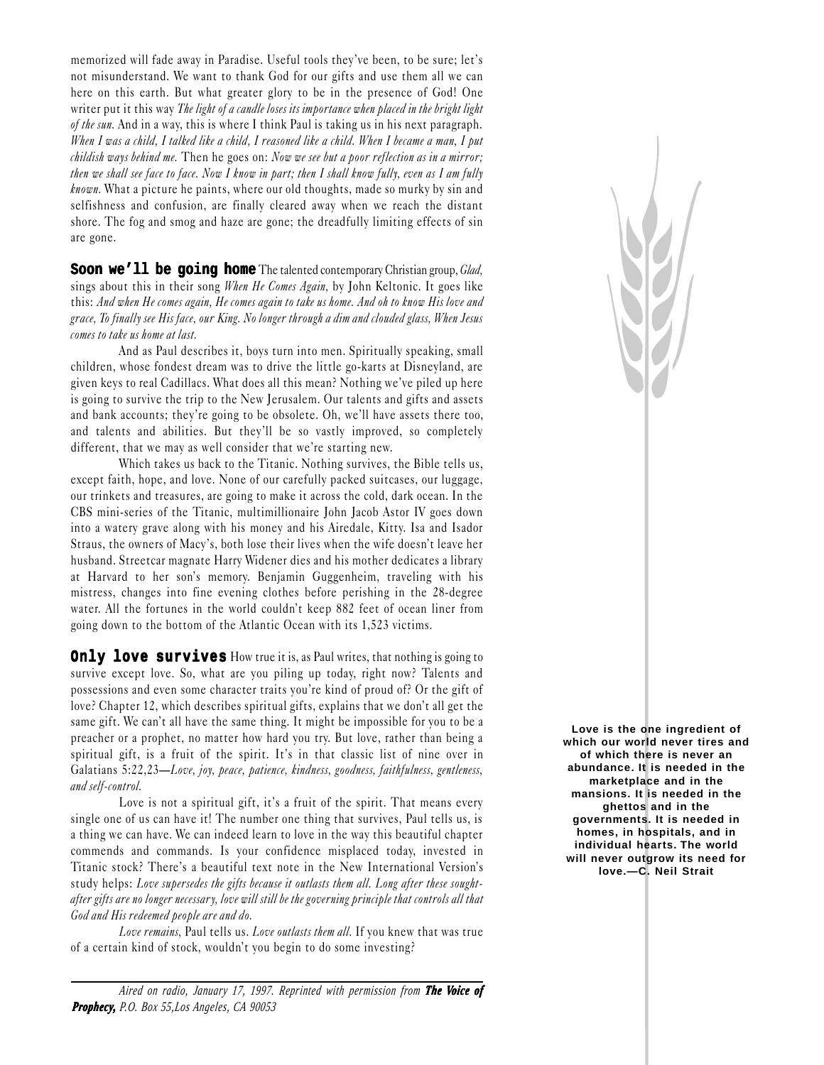memorized will fade away in Paradise. Useful tools they've been, to be sure; let's not misunderstand. We want to thank God for our gifts and use them all we can here on this earth. But what greater glory to be in the presence of God! One writer put it this way *The light of a candle loses its importance when placed in the bright light of the sun.* And in a way, this is where I think Paul is taking us in his next paragraph. *When I was a child, I talked like a child, I reasoned like a child. When I became a man, I put childish ways behind me.* Then he goes on: *Now we see but a poor reflection as in a mirror; then we shall see face to face. Now I know in part; then I shall know fully, even as I am fully known.* What a picture he paints, where our old thoughts, made so murky by sin and selfishness and confusion, are finally cleared away when we reach the distant shore. The fog and smog and haze are gone; the dreadfully limiting effects of sin are gone.

**Soon we'll be going home** The talented contemporary Christian group, *Glad,* sings about this in their song *When He Comes Again,* by John Keltonic. It goes like this: *And when He comes again, He comes again to take us home. And oh to know His love and grace, To finally see His face, our King. No longer through a dim and clouded glass, When Jesus comes to take us home at last.*

And as Paul describes it, boys turn into men. Spiritually speaking, small children, whose fondest dream was to drive the little go-karts at Disneyland, are given keys to real Cadillacs. What does all this mean? Nothing we've piled up here is going to survive the trip to the New Jerusalem. Our talents and gifts and assets and bank accounts; they're going to be obsolete. Oh, we'll have assets there too, and talents and abilities. But they'll be so vastly improved, so completely different, that we may as well consider that we're starting new.

Which takes us back to the Titanic. Nothing survives, the Bible tells us, except faith, hope, and love. None of our carefully packed suitcases, our luggage, our trinkets and treasures, are going to make it across the cold, dark ocean. In the CBS mini-series of the Titanic, multimillionaire John Jacob Astor IV goes down into a watery grave along with his money and his Airedale, Kitty. Isa and Isador Straus, the owners of Macy's, both lose their lives when the wife doesn't leave her husband. Streetcar magnate Harry Widener dies and his mother dedicates a library at Harvard to her son's memory. Benjamin Guggenheim, traveling with his mistress, changes into fine evening clothes before perishing in the 28-degree water. All the fortunes in the world couldn't keep 882 feet of ocean liner from going down to the bottom of the Atlantic Ocean with its 1,523 victims.

**Only love survives** How true it is, as Paul writes, that nothing is going to survive except love. So, what are you piling up today, right now? Talents and possessions and even some character traits you're kind of proud of? Or the gift of love? Chapter 12, which describes spiritual gifts, explains that we don't all get the same gift. We can't all have the same thing. It might be impossible for you to be a preacher or a prophet, no matter how hard you try. But love, rather than being a spiritual gift, is a fruit of the spirit. It's in that classic list of nine over in Galatians 5:22,23—*Love, joy, peace, patience, kindness, goodness, faithfulness, gentleness, and self-control.*

Love is not a spiritual gift, it's a fruit of the spirit. That means every single one of us can have it! The number one thing that survives, Paul tells us, is a thing we can have. We can indeed learn to love in the way this beautiful chapter commends and commands. Is your confidence misplaced today, invested in Titanic stock? There's a beautiful text note in the New International Version's study helps: *Love supersedes the gifts because it outlasts them all. Long after these sought-after gifts are no longer necessary, love will still be the governing principle that controls all that God and His redeemed people are and do.*

*Love remains*, Paul tells us. *Love outlasts them all.* If you knew that was true of a certain kind of stock, wouldn't you begin to do some investing?

**Love is the one ingredient of which our world never tires and of which there is never an abundance. It is needed in the marketplace and in the mansions. It is needed in the ghettos and in the governments. It is needed in homes, in hospitals, and in individual hearts. The world will never outgrow its need for love.—C. Neil Strait**

---

*Aired on radio, January 17, 1997. Reprinted with permission from* ***The Voice of Prophecy,*** *P.O. Box 55,Los Angeles, CA 90053*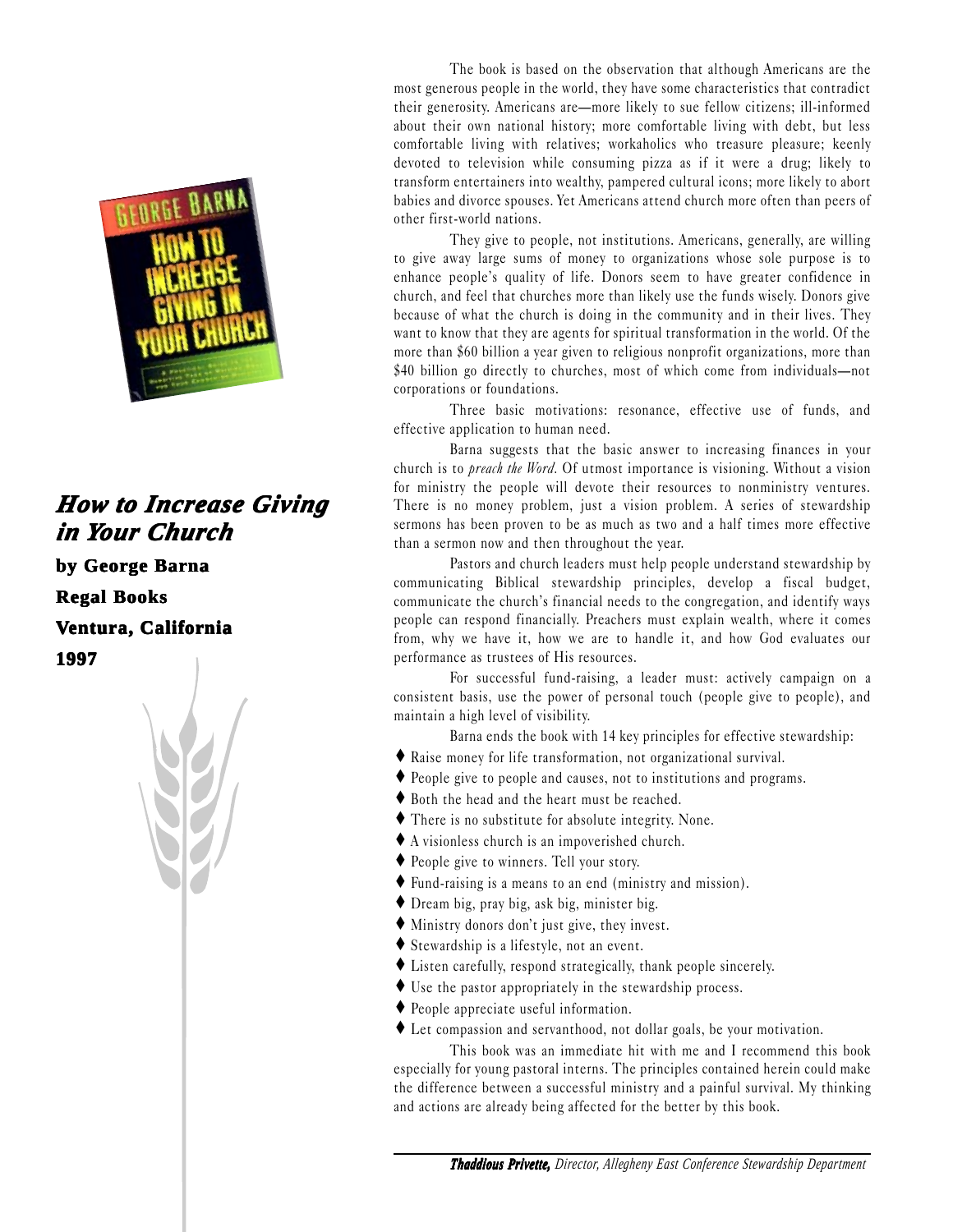## *How to Increase Giving in Your Church*

**by George Barna**

**Regal Books**

**Ventura, California**

**1997**

The book is based on the observation that although Americans are the most generous people in the world, they have some characteristics that contradict their generosity. Americans are—more likely to sue fellow citizens; ill-informed about their own national history; more comfortable living with debt, but less comfortable living with relatives; workaholics who treasure pleasure; keenly devoted to television while consuming pizza as if it were a drug; likely to transform entertainers into wealthy, pampered cultural icons; more likely to abort babies and divorce spouses. Yet Americans attend church more often than peers of other first-world nations.

They give to people, not institutions. Americans, generally, are willing to give away large sums of money to organizations whose sole purpose is to enhance people's quality of life. Donors seem to have greater confidence in church, and feel that churches more than likely use the funds wisely. Donors give because of what the church is doing in the community and in their lives. They want to know that they are agents for spiritual transformation in the world. Of the more than $60 billion a year given to religious nonprofit organizations, more than $40 billion go directly to churches, most of which come from individuals—not corporations or foundations.

Three basic motivations: resonance, effective use of funds, and effective application to human need.

Barna suggests that the basic answer to increasing finances in your church is to *preach the Word.* Of utmost importance is visioning. Without a vision for ministry the people will devote their resources to nonministry ventures. There is no money problem, just a vision problem. A series of stewardship sermons has been proven to be as much as two and a half times more effective than a sermon now and then throughout the year.

Pastors and church leaders must help people understand stewardship by communicating Biblical stewardship principles, develop a fiscal budget, communicate the church's financial needs to the congregation, and identify ways people can respond financially. Preachers must explain wealth, where it comes from, why we have it, how we are to handle it, and how God evaluates our performance as trustees of His resources.

For successful fund-raising, a leader must: actively campaign on a consistent basis, use the power of personal touch (people give to people), and maintain a high level of visibility.

Barna ends the book with 14 key principles for effective stewardship:

- Raise money for life transformation, not organizational survival.
- People give to people and causes, not to institutions and programs.
- Both the head and the heart must be reached.
- There is no substitute for absolute integrity. None.
- A visionless church is an impoverished church.
- People give to winners. Tell your story.
- Fund-raising is a means to an end (ministry and mission).
- Dream big, pray big, ask big, minister big.
- Ministry donors don't just give, they invest.
- Stewardship is a lifestyle, not an event.
- Listen carefully, respond strategically, thank people sincerely.
- Use the pastor appropriately in the stewardship process.
- People appreciate useful information.
- Let compassion and servanthood, not dollar goals, be your motivation.

This book was an immediate hit with me and I recommend this book especially for young pastoral interns. The principles contained herein could make the difference between a successful ministry and a painful survival. My thinking and actions are already being affected for the better by this book.

***Thaddious Privette,*** *Director, Allegheny East Conference Stewardship Department*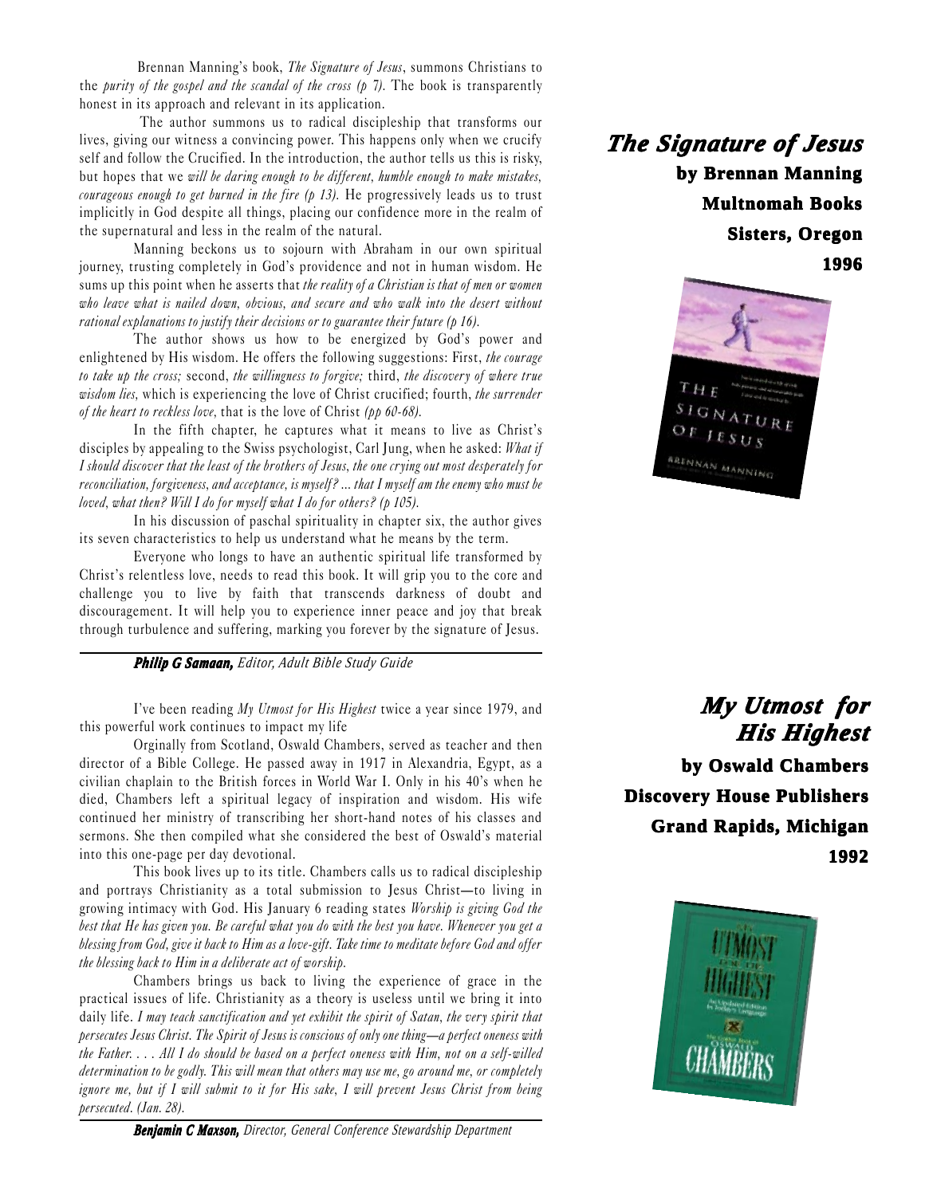## The Signature of Jesus

**by Brennan Manning**
**Multnomah Books**
**Sisters, Oregon**
**1996**

Brennan Manning's book, *The Signature of Jesus*, summons Christians to the *purity of the gospel and the scandal of the cross (p 7).* The book is transparently honest in its approach and relevant in its application.

The author summons us to radical discipleship that transforms our lives, giving our witness a convincing power. This happens only when we crucify self and follow the Crucified. In the introduction, the author tells us this is risky, but hopes that we *will be daring enough to be different, humble enough to make mistakes, courageous enough to get burned in the fire (p 13).* He progressively leads us to trust implicitly in God despite all things, placing our confidence more in the realm of the supernatural and less in the realm of the natural.

Manning beckons us to sojourn with Abraham in our own spiritual journey, trusting completely in God's providence and not in human wisdom. He sums up this point when he asserts that *the reality of a Christian is that of men or women who leave what is nailed down, obvious, and secure and who walk into the desert without rational explanations to justify their decisions or to guarantee their future (p 16).*

The author shows us how to be energized by God's power and enlightened by His wisdom. He offers the following suggestions: First, *the courage to take up the cross;* second, *the willingness to forgive;* third, *the discovery of where true wisdom lies,* which is experiencing the love of Christ crucified; fourth, *the surrender of the heart to reckless love,* that is the love of Christ *(pp 60-68).*

In the fifth chapter, he captures what it means to live as Christ's disciples by appealing to the Swiss psychologist, Carl Jung, when he asked: *What if I should discover that the least of the brothers of Jesus, the one crying out most desperately for reconciliation, forgiveness, and acceptance, is myself? ... that I myself am the enemy who must be loved, what then? Will I do for myself what I do for others? (p 105).*

In his discussion of paschal spirituality in chapter six, the author gives its seven characteristics to help us understand what he means by the term.

Everyone who longs to have an authentic spiritual life transformed by Christ's relentless love, needs to read this book. It will grip you to the core and challenge you to live by faith that transcends darkness of doubt and discouragement. It will help you to experience inner peace and joy that break through turbulence and suffering, marking you forever by the signature of Jesus.

***Philip G Samaan,*** *Editor, Adult Bible Study Guide*

## My Utmost for His Highest

**by Oswald Chambers**
**Discovery House Publishers**
**Grand Rapids, Michigan**
**1992**

I've been reading *My Utmost for His Highest* twice a year since 1979, and this powerful work continues to impact my life

Orginally from Scotland, Oswald Chambers, served as teacher and then director of a Bible College. He passed away in 1917 in Alexandria, Egypt, as a civilian chaplain to the British forces in World War I. Only in his 40's when he died, Chambers left a spiritual legacy of inspiration and wisdom. His wife continued her ministry of transcribing her short-hand notes of his classes and sermons. She then compiled what she considered the best of Oswald's material into this one-page per day devotional.

This book lives up to its title. Chambers calls us to radical discipleship and portrays Christianity as a total submission to Jesus Christ—to living in growing intimacy with God. His January 6 reading states *Worship is giving God the best that He has given you. Be careful what you do with the best you have. Whenever you get a blessing from God, give it back to Him as a love-gift. Take time to meditate before God and offer the blessing back to Him in a deliberate act of worship.*

Chambers brings us back to living the experience of grace in the practical issues of life. Christianity as a theory is useless until we bring it into daily life. *I may teach sanctification and yet exhibit the spirit of Satan, the very spirit that persecutes Jesus Christ. The Spirit of Jesus is conscious of only one thing—a perfect oneness with the Father. . . . All I do should be based on a perfect oneness with Him, not on a self-willed determination to be godly. This will mean that others may use me, go around me, or completely ignore me, but if I will submit to it for His sake, I will prevent Jesus Christ from being persecuted. (Jan. 28).*

***Benjamin C Maxson,*** *Director, General Conference Stewardship Department*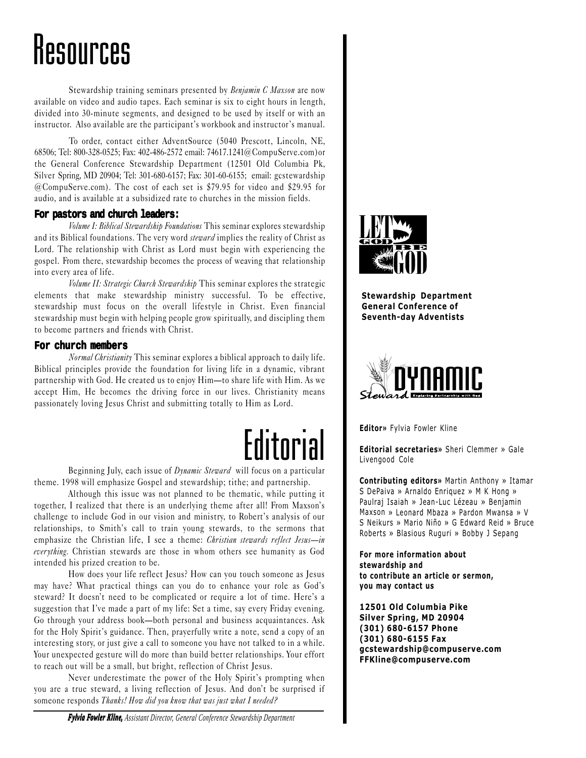# Resources

Stewardship training seminars presented by *Benjamin C Maxson* are now available on video and audio tapes. Each seminar is six to eight hours in length, divided into 30-minute segments, and designed to be used by itself or with an instructor. Also available are the participant's workbook and instructor's manual.

To order, contact either AdventSource (5040 Prescott, Lincoln, NE, 68506; Tel: 800-328-0525; Fax: 402-486-2572 email: 74617.1241@CompuServe.com)or the General Conference Stewardship Department (12501 Old Columbia Pk, Silver Spring, MD 20904; Tel: 301-680-6157; Fax: 301-60-6155; email: gcstewardship @CompuServe.com). The cost of each set is $79.95 for video and $29.95 for audio, and is available at a subsidized rate to churches in the mission fields.

### For pastors and church leaders:

*Volume I: Biblical Stewardship Foundations* This seminar explores stewardship and its Biblical foundations. The very word *steward* implies the reality of Christ as Lord. The relationship with Christ as Lord must begin with experiencing the gospel. From there, stewardship becomes the process of weaving that relationship into every area of life.

*Volume II: Strategic Church Stewardship* This seminar explores the strategic elements that make stewardship ministry successful. To be effective, stewardship must focus on the overall lifestyle in Christ. Even financial stewardship must begin with helping people grow spiritually, and discipling them to become partners and friends with Christ.

### For church members

*Normal Christianity* This seminar explores a biblical approach to daily life. Biblical principles provide the foundation for living life in a dynamic, vibrant partnership with God. He created us to enjoy Him—to share life with Him. As we accept Him, He becomes the driving force in our lives. Christianity means passionately loving Jesus Christ and submitting totally to Him as Lord.

# Editorial

Beginning July, each issue of *Dynamic Steward* will focus on a particular theme. 1998 will emphasize Gospel and stewardship; tithe; and partnership.

Although this issue was not planned to be thematic, while putting it together, I realized that there is an underlying theme after all! From Maxson's challenge to include God in our vision and ministry, to Robert's analysis of our relationships, to Smith's call to train young stewards, to the sermons that emphasize the Christian life, I see a theme: *Christian stewards reflect Jesus—in everything*. Christian stewards are those in whom others see humanity as God intended his prized creation to be.

How does your life reflect Jesus? How can you touch someone as Jesus may have? What practical things can you do to enhance your role as God's steward? It doesn't need to be complicated or require a lot of time. Here's a suggestion that I've made a part of my life: Set a time, say every Friday evening. Go through your address book—both personal and business acquaintances. Ask for the Holy Spirit's guidance. Then, prayerfully write a note, send a copy of an interesting story, or just give a call to someone you have not talked to in a while. Your unexpected gesture will do more than build better relationships. Your effort to reach out will be a small, but bright, reflection of Christ Jesus.

Never underestimate the power of the Holy Spirit's prompting when you are a true steward, a living reflection of Jesus. And don't be surprised if someone responds *Thanks! How did you know that was just what I needed?*

***Fylvia Fowler Kline,*** *Assistant Director, General Conference Stewardship Department*

LET GOD BE GOD

**Stewardship Department**
**General Conference of**
**Seventh-day Adventists**

DYNAMIC Steward — Exploring Partnership with God

**Editor»** Fylvia Fowler Kline

**Editorial secretaries»** Sheri Clemmer » Gale Livengood Cole

**Contributing editors»** Martin Anthony » Itamar S DePaiva » Arnaldo Enriquez » M K Hong » Paulraj Isaiah » Jean-Luc Lézeau » Benjamin Maxson » Leonard Mbaza » Pardon Mwansa » V S Neikurs » Mario Niño » G Edward Reid » Bruce Roberts » Blasious Ruguri » Bobby J Sepang

**For more information about stewardship and to contribute an article or sermon, you may contact us**

**12501 Old Columbia Pike**
**Silver Spring, MD 20904**
**(301) 680-6157 Phone**
**(301) 680-6155 Fax**
**gcstewardship@compuserve.com**
**FFKline@compuserve.com**